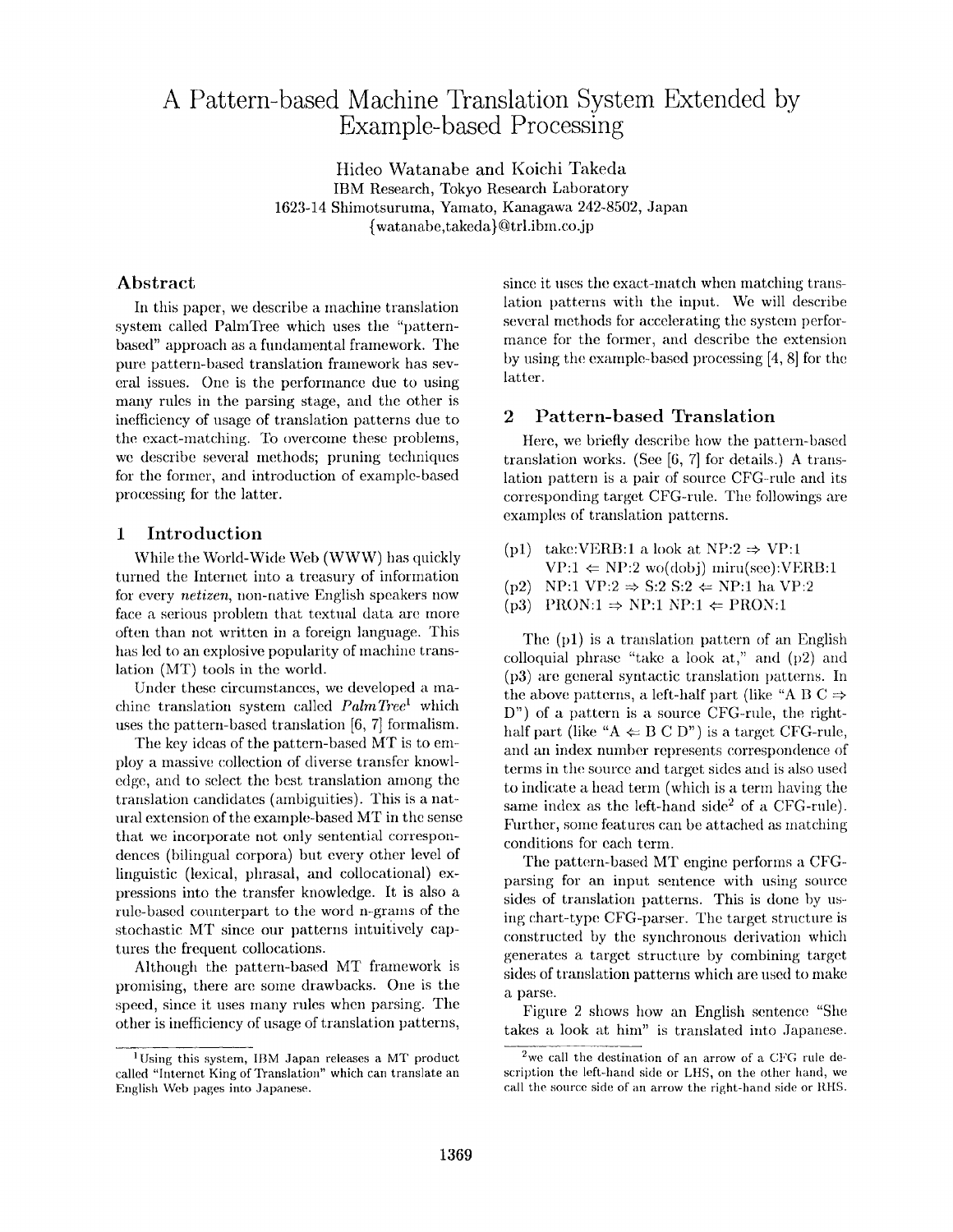# A Pattern-based Machine Translation System Extended by Example-based Processing

Hideo Watanabe and Koichi Takeda
IBM Research, Tokyo Research Laboratory
1623-14 Shimotsuruma, Yamato, Kanagawa 242-8502, Japan
{watanabe,takeda}@trl.ibm.co.jp

## Abstract

In this paper, we describe a machine translation system called PalmTree which uses the "pattern-based" approach as a fundamental framework. The pure pattern-based translation framework has several issues. One is the performance due to using many rules in the parsing stage, and the other is inefficiency of usage of translation patterns due to the exact-matching. To overcome these problems, we describe several methods; pruning techniques for the former, and introduction of example-based processing for the latter.

## 1 Introduction

While the World-Wide Web (WWW) has quickly turned the Internet into a treasury of information for every *netizen*, non-native English speakers now face a serious problem that textual data are more often than not written in a foreign language. This has led to an explosive popularity of machine translation (MT) tools in the world.

Under these circumstances, we developed a machine translation system called *PalmTree*[1] which uses the pattern-based translation [6, 7] formalism.

The key ideas of the pattern-based MT is to employ a massive collection of diverse transfer knowledge, and to select the best translation among the translation candidates (ambiguities). This is a natural extension of the example-based MT in the sense that we incorporate not only sentential correspondences (bilingual corpora) but every other level of linguistic (lexical, phrasal, and collocational) expressions into the transfer knowledge. It is also a rule-based counterpart to the word n-grams of the stochastic MT since our patterns intuitively captures the frequent collocations.

Although the pattern-based MT framework is promising, there are some drawbacks. One is the speed, since it uses many rules when parsing. The other is inefficiency of usage of translation patterns, since it uses the exact-match when matching translation patterns with the input. We will describe several methods for accelerating the system performance for the former, and describe the extension by using the example-based processing [4, 8] for the latter.

## 2 Pattern-based Translation

Here, we briefly describe how the pattern-based translation works. (See [6, 7] for details.) A translation pattern is a pair of source CFG-rule and its corresponding target CFG-rule. The followings are examples of translation patterns.

(p1) take:VERB:1 a look at NP:2 ⇒ VP:1
VP:1 ⇐ NP:2 wo(dobj) miru(see):VERB:1
(p2) NP:1 VP:2 ⇒ S:2 S:2 ⇐ NP:1 ha VP:2
(p3) PRON:1 ⇒ NP:1 NP:1 ⇐ PRON:1

The (p1) is a translation pattern of an English colloquial phrase "take a look at," and (p2) and (p3) are general syntactic translation patterns. In the above patterns, a left-half part (like "A B C ⇒ D") of a pattern is a source CFG-rule, the right-half part (like "A ⇐ B C D") is a target CFG-rule, and an index number represents correspondence of terms in the source and target sides and is also used to indicate a head term (which is a term having the same index as the left-hand side[2] of a CFG-rule). Further, some features can be attached as matching conditions for each term.

The pattern-based MT engine performs a CFG-parsing for an input sentence with using source sides of translation patterns. This is done by using chart-type CFG-parser. The target structure is constructed by the synchronous derivation which generates a target structure by combining target sides of translation patterns which are used to make a parse.

Figure 2 shows how an English sentence "She takes a look at him" is translated into Japanese.

---

[1] Using this system, IBM Japan releases a MT product called "Internet King of Translation" which can translate an English Web pages into Japanese.

[2] we call the destination of an arrow of a CFG rule description the left-hand side or LHS, on the other hand, we call the source side of an arrow the right-hand side or RHS.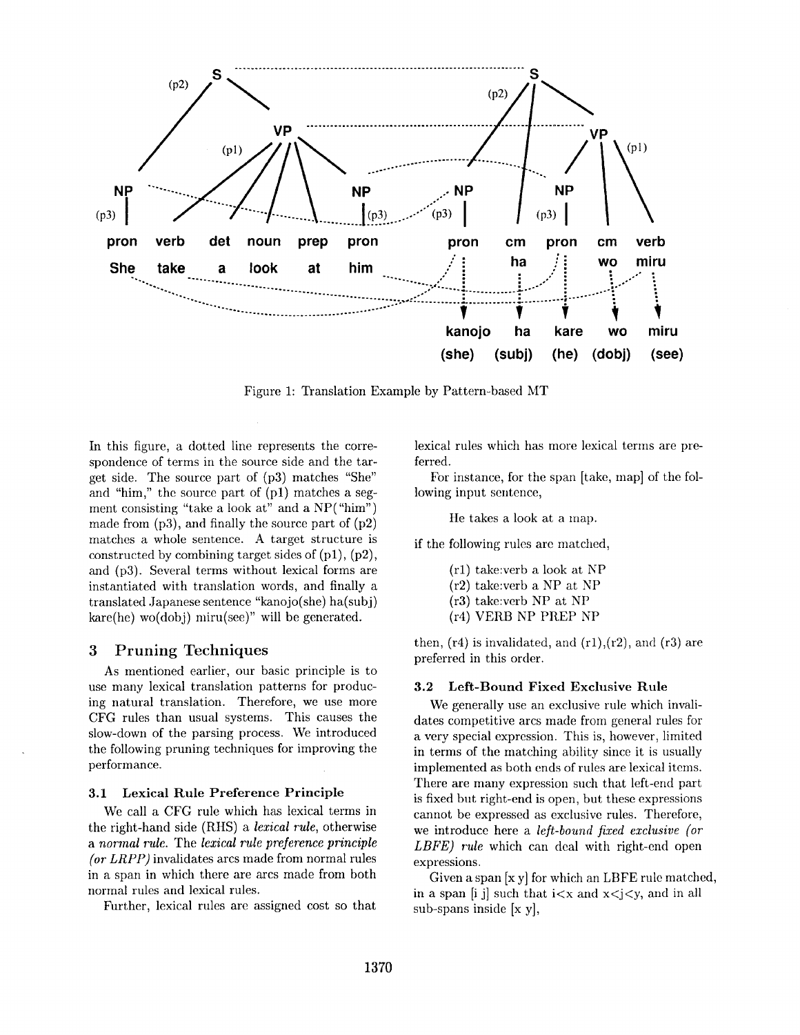Figure 1: Translation Example by Pattern-based MT

In this figure, a dotted line represents the correspondence of terms in the source side and the target side. The source part of (p3) matches "She" and "him," the source part of (p1) matches a segment consisting "take a look at" and a NP("him") made from (p3), and finally the source part of (p2) matches a whole sentence. A target structure is constructed by combining target sides of (p1), (p2), and (p3). Several terms without lexical forms are instantiated with translation words, and finally a translated Japanese sentence "kanojo(she) ha(subj) kare(he) wo(dobj) miru(see)" will be generated.

## 3 Pruning Techniques

As mentioned earlier, our basic principle is to use many lexical translation patterns for producing natural translation. Therefore, we use more CFG rules than usual systems. This causes the slow-down of the parsing process. We introduced the following pruning techniques for improving the performance.

### 3.1 Lexical Rule Preference Principle

We call a CFG rule which has lexical terms in the right-hand side (RHS) a *lexical rule*, otherwise a *normal rule*. The *lexical rule preference principle (or LRPP)* invalidates arcs made from normal rules in a span in which there are arcs made from both normal rules and lexical rules.

Further, lexical rules are assigned cost so that lexical rules which has more lexical terms are preferred.

For instance, for the span [take, map] of the following input sentence,

He takes a look at a map.

if the following rules are matched,

(r1) take:verb a look at NP
(r2) take:verb a NP at NP
(r3) take:verb NP at NP
(r4) VERB NP PREP NP

then, (r4) is invalidated, and (r1),(r2), and (r3) are preferred in this order.

### 3.2 Left-Bound Fixed Exclusive Rule

We generally use an exclusive rule which invalidates competitive arcs made from general rules for a very special expression. This is, however, limited in terms of the matching ability since it is usually implemented as both ends of rules are lexical items. There are many expression such that left-end part is fixed but right-end is open, but these expressions cannot be expressed as exclusive rules. Therefore, we introduce here a *left-bound fixed exclusive (or LBFE) rule* which can deal with right-end open expressions.

Given a span [x y] for which an LBFE rule matched, in a span [i j] such that $i<x$ and $x<j<y$, and in all sub-spans inside [x y],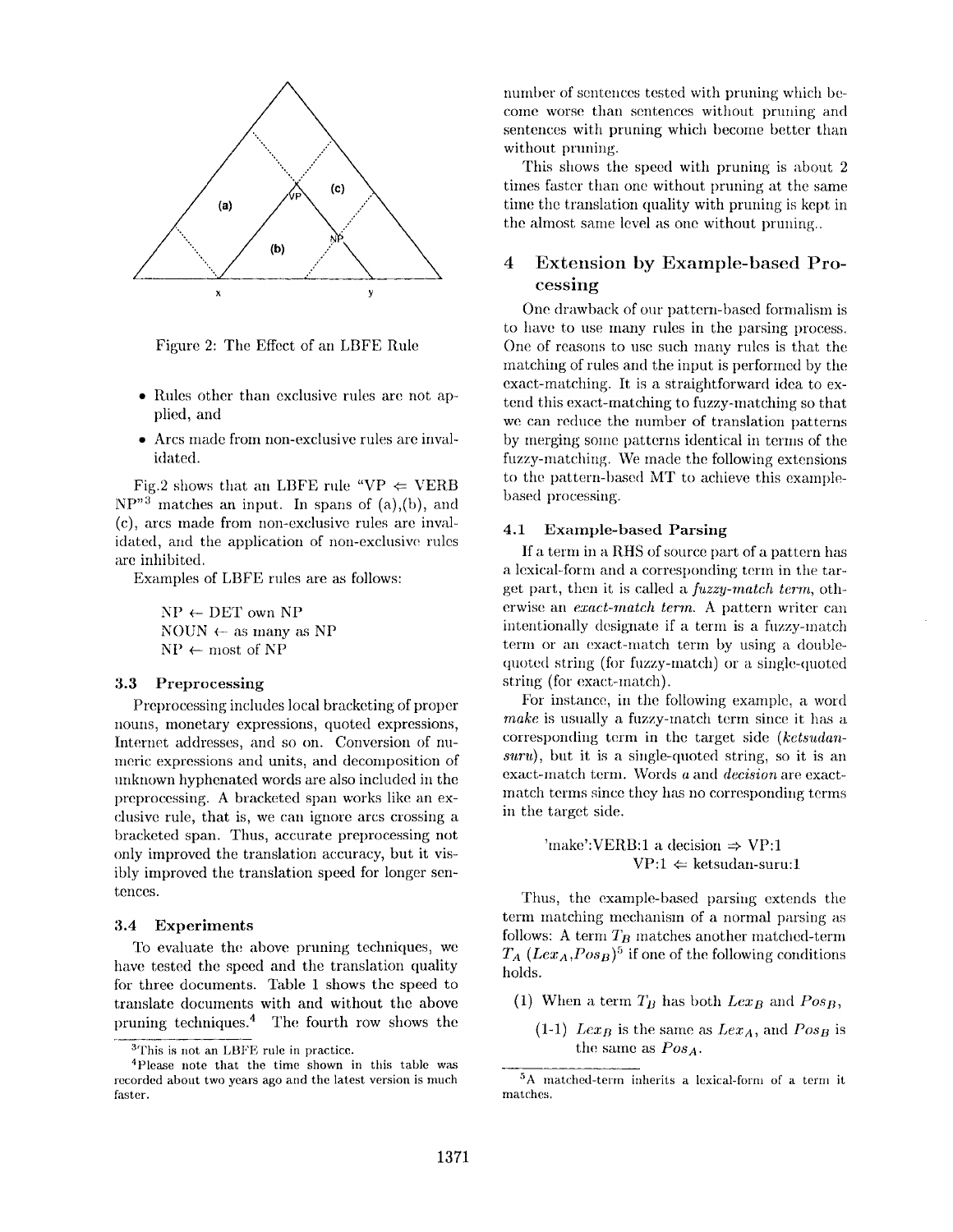Figure 2: The Effect of an LBFE Rule

- Rules other than exclusive rules are not applied, and
- Arcs made from non-exclusive rules are invalidated.

Fig.2 shows that an LBFE rule "VP ⇐ VERB NP"[3] matches an input. In spans of (a),(b), and (c), arcs made from non-exclusive rules are invalidated, and the application of non-exclusive rules are inhibited.

Examples of LBFE rules are as follows:

NP ← DET own NP
NOUN ← as many as NP
NP ← most of NP

### 3.3 Preprocessing

Preprocessing includes local bracketing of proper nouns, monetary expressions, quoted expressions, Internet addresses, and so on. Conversion of numeric expressions and units, and decomposition of unknown hyphenated words are also included in the preprocessing. A bracketed span works like an exclusive rule, that is, we can ignore arcs crossing a bracketed span. Thus, accurate preprocessing not only improved the translation accuracy, but it visibly improved the translation speed for longer sentences.

### 3.4 Experiments

To evaluate the above pruning techniques, we have tested the speed and the translation quality for three documents. Table 1 shows the speed to translate documents with and without the above pruning techniques.[4] The fourth row shows the number of sentences tested with pruning which become worse than sentences without pruning and sentences with pruning which become better than without pruning.

This shows the speed with pruning is about 2 times faster than one without pruning at the same time the translation quality with pruning is kept in the almost same level as one without pruning..

[3] This is not an LBFE rule in practice.

[4] Please note that the time shown in this table was recorded about two years ago and the latest version is much faster.

## 4 Extension by Example-based Processing

One drawback of our pattern-based formalism is to have to use many rules in the parsing process. One of reasons to use such many rules is that the matching of rules and the input is performed by the exact-matching. It is a straightforward idea to extend this exact-matching to fuzzy-matching so that we can reduce the number of translation patterns by merging some patterns identical in terms of the fuzzy-matching. We made the following extensions to the pattern-based MT to achieve this example-based processing.

### 4.1 Example-based Parsing

If a term in a RHS of source part of a pattern has a lexical-form and a corresponding term in the target part, then it is called a *fuzzy-match term*, otherwise an *exact-match term*. A pattern writer can intentionally designate if a term is a fuzzy-match term or an exact-match term by using a double-quoted string (for fuzzy-match) or a single-quoted string (for exact-match).

For instance, in the following example, a word *make* is usually a fuzzy-match term since it has a corresponding term in the target side (*ketsudan-suru*), but it is a single-quoted string, so it is an exact-match term. Words *a* and *decision* are exact-match terms since they has no corresponding terms in the target side.

'make':VERB:1 a decision ⇒ VP:1
VP:1 ⇐ ketsudan-suru:1

Thus, the example-based parsing extends the term matching mechanism of a normal parsing as follows: A term $T_B$ matches another matched-term $T_A$ $(Lex_A, Pos_B)$[5] if one of the following conditions holds.

(1) When a term $T_B$ has both $Lex_B$ and $Pos_B$,

(1-1) $Lex_B$ is the same as $Lex_A$, and $Pos_B$ is the same as $Pos_A$.

[5] A matched-term inherits a lexical-form of a term it matches.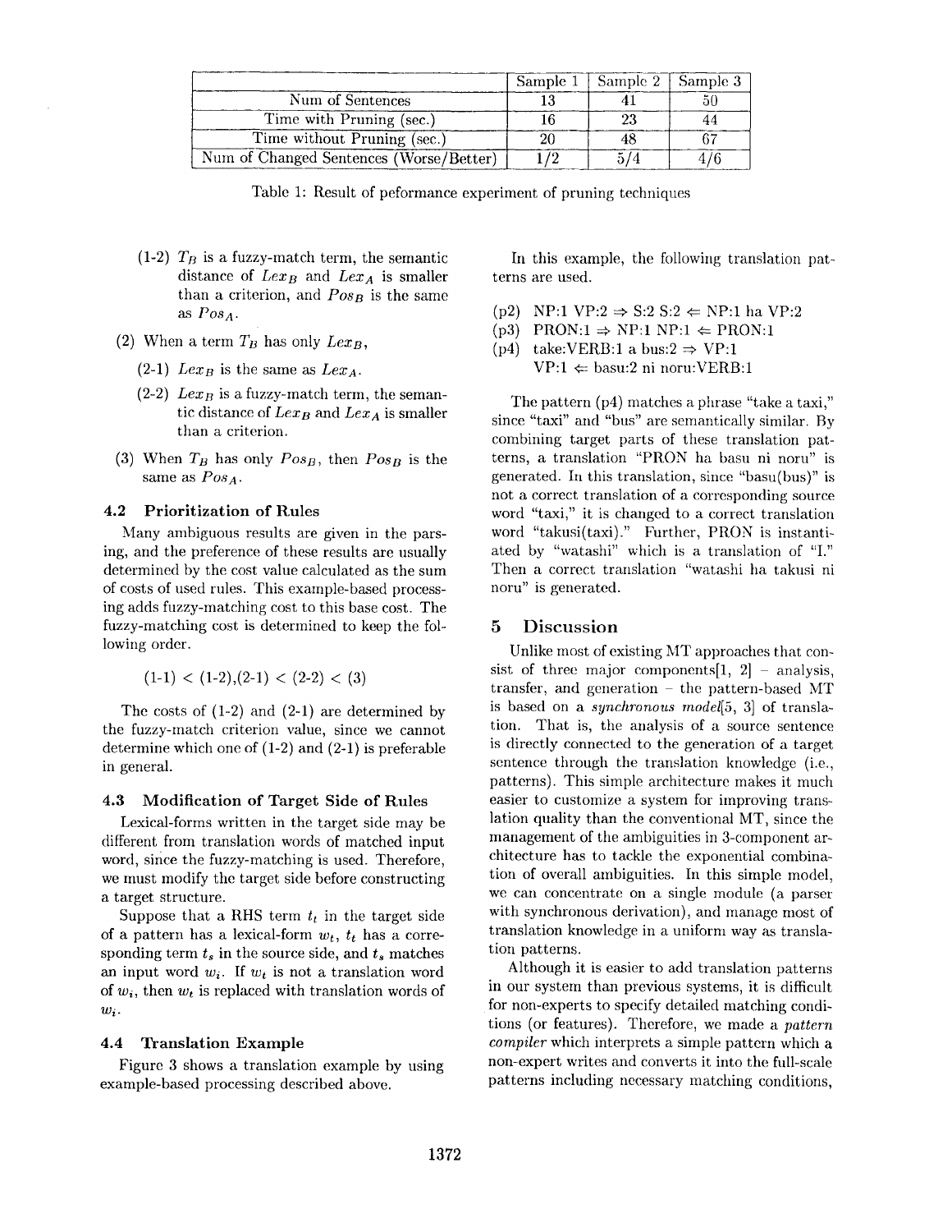| | Sample 1 | Sample 2 | Sample 3 |
|---|---|---|---|
| Num of Sentences | 13 | 41 | 50 |
| Time with Pruning (sec.) | 16 | 23 | 44 |
| Time without Pruning (sec.) | 20 | 48 | 67 |
| Num of Changed Sentences (Worse/Better) | 1/2 | 5/4 | 4/6 |

Table 1: Result of peformance experiment of pruning techniques

(1-2) $T_B$ is a fuzzy-match term, the semantic distance of $Lex_B$ and $Lex_A$ is smaller than a criterion, and $Pos_B$ is the same as $Pos_A$.

(2) When a term $T_B$ has only $Lex_B$,

(2-1) $Lex_B$ is the same as $Lex_A$.

(2-2) $Lex_B$ is a fuzzy-match term, the semantic distance of $Lex_B$ and $Lex_A$ is smaller than a criterion.

(3) When $T_B$ has only $Pos_B$, then $Pos_B$ is the same as $Pos_A$.

### 4.2 Prioritization of Rules

Many ambiguous results are given in the parsing, and the preference of these results are usually determined by the cost value calculated as the sum of costs of used rules. This example-based processing adds fuzzy-matching cost to this base cost. The fuzzy-matching cost is determined to keep the following order.

$$(1\text{-}1) < (1\text{-}2),(2\text{-}1) < (2\text{-}2) < (3)$$

The costs of (1-2) and (2-1) are determined by the fuzzy-match criterion value, since we cannot determine which one of (1-2) and (2-1) is preferable in general.

### 4.3 Modification of Target Side of Rules

Lexical-forms written in the target side may be different from translation words of matched input word, since the fuzzy-matching is used. Therefore, we must modify the target side before constructing a target structure.

Suppose that a RHS term $t_t$ in the target side of a pattern has a lexical-form $w_t$, $t_t$ has a corresponding term $t_s$ in the source side, and $t_s$ matches an input word $w_i$. If $w_t$ is not a translation word of $w_i$, then $w_t$ is replaced with translation words of $w_i$.

### 4.4 Translation Example

Figure 3 shows a translation example by using example-based processing described above.

In this example, the following translation patterns are used.

(p2) NP:1 VP:2 ⇒ S:2 S:2 ⇐ NP:1 ha VP:2
(p3) PRON:1 ⇒ NP:1 NP:1 ⇐ PRON:1
(p4) take:VERB:1 a bus:2 ⇒ VP:1
VP:1 ⇐ basu:2 ni noru:VERB:1

The pattern (p4) matches a phrase "take a taxi," since "taxi" and "bus" are semantically similar. By combining target parts of these translation patterns, a translation "PRON ha basu ni noru" is generated. In this translation, since "basu(bus)" is not a correct translation of a corresponding source word "taxi," it is changed to a correct translation word "takusi(taxi)." Further, PRON is instantiated by "watashi" which is a translation of "I." Then a correct translation "watashi ha takusi ni noru" is generated.

## 5 Discussion

Unlike most of existing MT approaches that consist of three major components[1, 2] – analysis, transfer, and generation – the pattern-based MT is based on a *synchronous model*[5, 3] of translation. That is, the analysis of a source sentence is directly connected to the generation of a target sentence through the translation knowledge (i.e., patterns). This simple architecture makes it much easier to customize a system for improving translation quality than the conventional MT, since the management of the ambiguities in 3-component architecture has to tackle the exponential combination of overall ambiguities. In this simple model, we can concentrate on a single module (a parser with synchronous derivation), and manage most of translation knowledge in a uniform way as translation patterns.

Although it is easier to add translation patterns in our system than previous systems, it is difficult for non-experts to specify detailed matching conditions (or features). Therefore, we made a *pattern compiler* which interprets a simple pattern which a non-expert writes and converts it into the full-scale patterns including necessary matching conditions,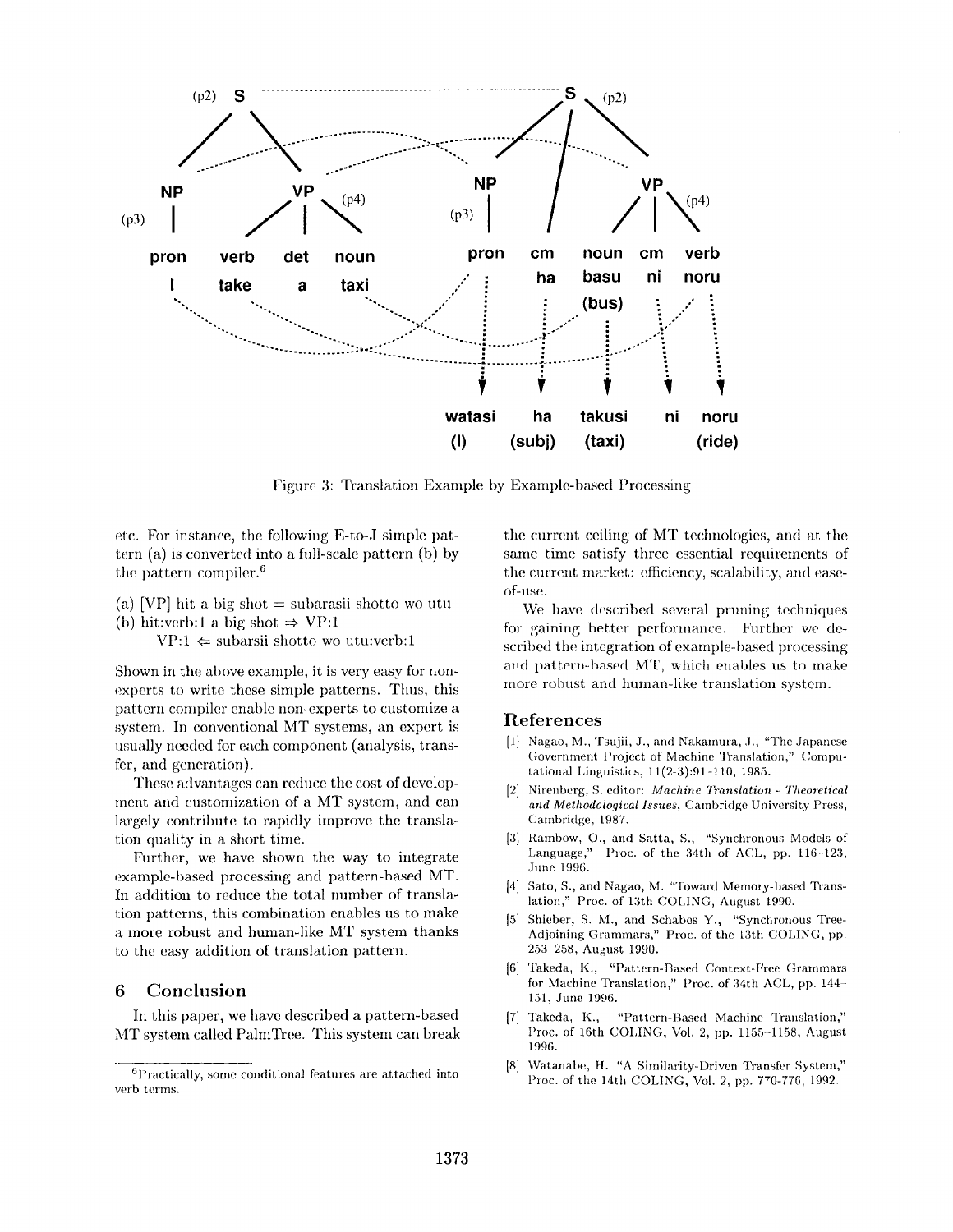(p2) S

S (p2)

NP

VP (p4)

(p3)

pron verb det noun

I take a taxi

NP

(p3)

pron

cm

ha

VP

(p4)

noun cm verb

basu ni noru

(bus)

watasi ha takusi ni noru

(I) (subj) (taxi) (ride)

Figure 3: Translation Example by Example-based Processing

etc. For instance, the following E-to-J simple pattern (a) is converted into a full-scale pattern (b) by the pattern compiler.[6]

(a) [VP] hit a big shot = subarasii shotto wo utu
(b) hit:verb:1 a big shot ⇒ VP:1
  VP:1 ⇐ subarsii shotto wo utu:verb:1

Shown in the above example, it is very easy for non-experts to write these simple patterns. Thus, this pattern compiler enable non-experts to customize a system. In conventional MT systems, an expert is usually needed for each component (analysis, transfer, and generation).

These advantages can reduce the cost of development and customization of a MT system, and can largely contribute to rapidly improve the translation quality in a short time.

Further, we have shown the way to integrate example-based processing and pattern-based MT. In addition to reduce the total number of translation patterns, this combination enables us to make a more robust and human-like MT system thanks to the easy addition of translation pattern.

## 6 Conclusion

In this paper, we have described a pattern-based MT system called PalmTree. This system can break the current ceiling of MT technologies, and at the same time satisfy three essential requirements of the current market: efficiency, scalability, and ease-of-use.

We have described several pruning techniques for gaining better performance. Further we described the integration of example-based processing and pattern-based MT, which enables us to make more robust and human-like translation system.

[6] Practically, some conditional features are attached into verb terms.

## References

[1] Nagao, M., Tsujii, J., and Nakamura, J., "The Japanese Government Project of Machine Translation," Computational Linguistics, 11(2-3):91-110, 1985.

[2] Nirenberg, S. editor: *Machine Translation - Theoretical and Methodological Issues*, Cambridge University Press, Cambridge, 1987.

[3] Rambow, O., and Satta, S., "Synchronous Models of Language," Proc. of the 34th of ACL, pp. 116-123, June 1996.

[4] Sato, S., and Nagao, M. "Toward Memory-based Translation," Proc. of 13th COLING, August 1990.

[5] Shieber, S. M., and Schabes Y., "Synchronous Tree-Adjoining Grammars," Proc. of the 13th COLING, pp. 253-258, August 1990.

[6] Takeda, K., "Pattern-Based Context-Free Grammars for Machine Translation," Proc. of 34th ACL, pp. 144-151, June 1996.

[7] Takeda, K., "Pattern-Based Machine Translation," Proc. of 16th COLING, Vol. 2, pp. 1155-1158, August 1996.

[8] Watanabe, H. "A Similarity-Driven Transfer System," Proc. of the 14th COLING, Vol. 2, pp. 770-776, 1992.